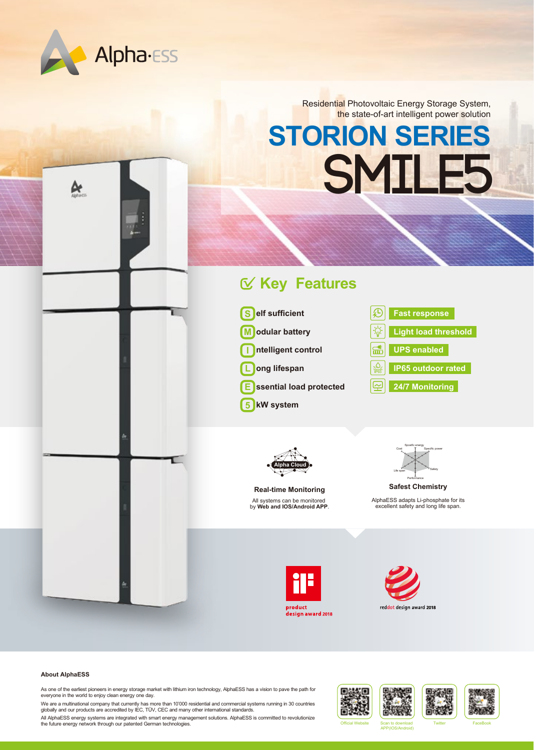Alpha·ESS

Residential Photovoltaic Energy Storage System,
the state-of-art intelligent power solution

# STORION SERIES
# SMILE5

## Key Features

- **S**elf sufficient
- **M**odular battery
- **I**ntelligent control
- **L**ong lifespan
- **E**ssential load protected
- **5** kW system

- Fast response
- Light load threshold
- UPS enabled
- IP65 outdoor rated
- 24/7 Monitoring

### Real-time Monitoring

All systems can be monitored by **Web and IOS/Android APP**.

### Safest Chemistry

AlphaESS adapts Li-phosphate for its excellent safety and long life span.

product design award 2018

reddot design award 2018

### About AlphaESS

As one of the earliest pioneers in energy storage market with lithium iron technology, AlphaESS has a vision to pave the path for everyone in the world to enjoy clean energy one day.

We are a multinational company that currently has more than 10'000 residential and commercial systems running in 30 countries globally and our products are accredited by IEC, TÜV, CEC and many other international standards.

All AlphaESS energy systems are integrated with smart energy management solutions. AlphaESS is committed to revolutionize the future energy network through our patented German technologies.

Official Website | Scan to download APP(IOS/Android) | Twitter | FaceBook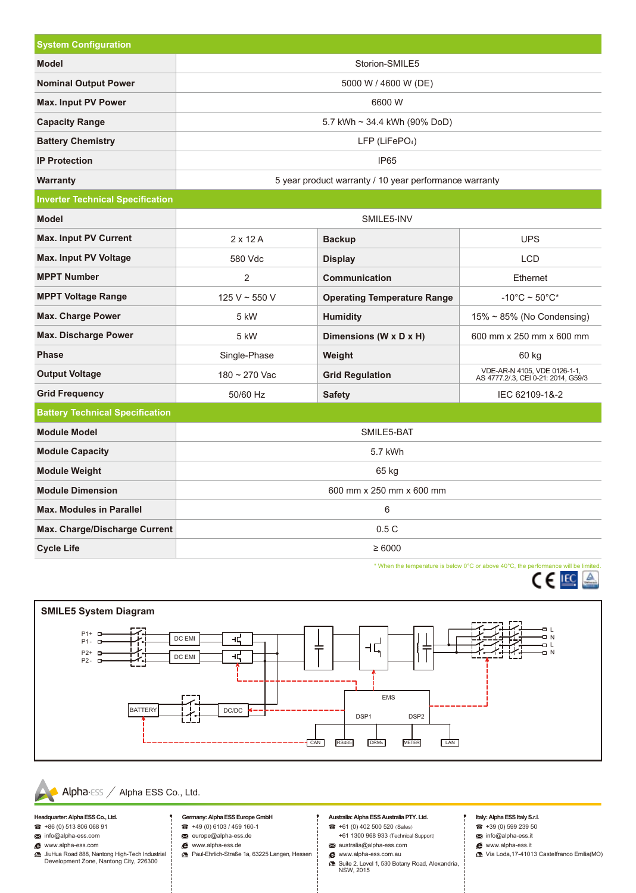| System Configuration | | | |
|---|---|---|---|
| **Model** | Storion-SMILE5 | | |
| **Nominal Output Power** | 5000 W / 4600 W (DE) | | |
| **Max. Input PV Power** | 6600 W | | |
| **Capacity Range** | 5.7 kWh ~ 34.4 kWh (90% DoD) | | |
| **Battery Chemistry** | LFP ($LiFePO_4$) | | |
| **IP Protection** | IP65 | | |
| **Warranty** | 5 year product warranty / 10 year performance warranty | | |
| **Inverter Technical Specification** | | | |
| **Model** | SMILE5-INV | | |
| **Max. Input PV Current** | 2 x 12 A | **Backup** | UPS |
| **Max. Input PV Voltage** | 580 Vdc | **Display** | LCD |
| **MPPT Number** | 2 | **Communication** | Ethernet |
| **MPPT Voltage Range** | 125 V ~ 550 V | **Operating Temperature Range** | -10°C ~ 50°C* |
| **Max. Charge Power** | 5 kW | **Humidity** | 15% ~ 85% (No Condensing) |
| **Max. Discharge Power** | 5 kW | **Dimensions (W x D x H)** | 600 mm x 250 mm x 600 mm |
| **Phase** | Single-Phase | **Weight** | 60 kg |
| **Output Voltage** | 180 ~ 270 Vac | **Grid Regulation** | VDE-AR-N 4105, VDE 0126-1-1, AS 4777.2/.3, CEI 0-21: 2014, G59/3 |
| **Grid Frequency** | 50/60 Hz | **Safety** | IEC 62109-1&-2 |
| **Battery Technical Specification** | | | |
| **Module Model** | SMILE5-BAT | | |
| **Module Capacity** | 5.7 kWh | | |
| **Module Weight** | 65 kg | | |
| **Module Dimension** | 600 mm x 250 mm x 600 mm | | |
| **Max. Modules in Parallel** | 6 | | |
| **Max. Charge/Discharge Current** | 0.5 C | | |
| **Cycle Life** | ≥ 6000 | | |

* When the temperature is below 0°C or above 40°C, the performance will be limited.

## SMILE5 System Diagram

P1+
P1-
P2+
P2-
DC EMI
DC EMI
BATTERY
DC/DC
EMS
DSP1
DSP2
CAN
RS485
DRMs
METER
LAN
L
N
L
N

Alpha·ESS / Alpha ESS Co., Ltd.

**Headquarter: Alpha ESS Co., Ltd.**
+86 (0) 513 806 068 91
info@alpha-ess.com
www.alpha-ess.com
JiuHua Road 888, Nantong High-Tech Industrial Development Zone, Nantong City, 226300

**Germany: Alpha ESS Europe GmbH**
+49 (0) 6103 / 459 160-1
europe@alpha-ess.de
www.alpha-ess.de
Paul-Ehrlich-Straße 1a, 63225 Langen, Hessen

**Australia: Alpha ESS Australia PTY. Ltd.**
+61 (0) 402 500 520 (Sales)
+61 1300 968 933 (Technical Support)
australia@alpha-ess.com
www.alpha-ess.com.au
Suite 2, Level 1, 530 Botany Road, Alexandria, NSW, 2015

**Italy: Alpha ESS Italy S.r.l.**
+39 (0) 599 239 50
info@alpha-ess.it
www.alpha-ess.it
Via Loda,17-41013 Castelfranco Emilia(MO)